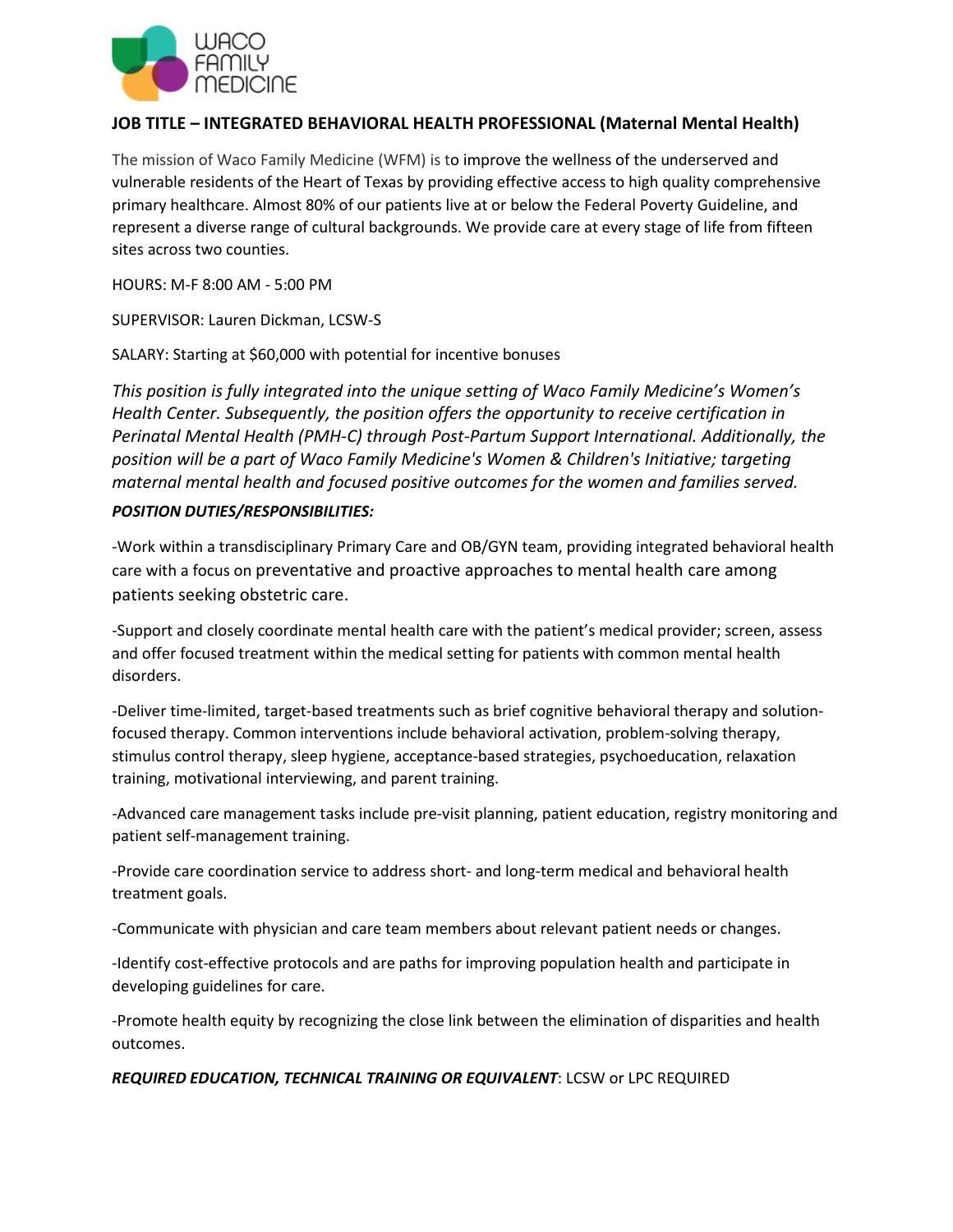WACO FAMILY MEDICINE

## JOB TITLE – INTEGRATED BEHAVIORAL HEALTH PROFESSIONAL (Maternal Mental Health)

The mission of Waco Family Medicine (WFM) is to improve the wellness of the underserved and vulnerable residents of the Heart of Texas by providing effective access to high quality comprehensive primary healthcare. Almost 80% of our patients live at or below the Federal Poverty Guideline, and represent a diverse range of cultural backgrounds. We provide care at every stage of life from fifteen sites across two counties.

HOURS: M-F 8:00 AM - 5:00 PM

SUPERVISOR: Lauren Dickman, LCSW-S

SALARY: Starting at $60,000 with potential for incentive bonuses

*This position is fully integrated into the unique setting of Waco Family Medicine's Women's Health Center. Subsequently, the position offers the opportunity to receive certification in Perinatal Mental Health (PMH-C) through Post-Partum Support International. Additionally, the position will be a part of Waco Family Medicine's Women & Children's Initiative; targeting maternal mental health and focused positive outcomes for the women and families served.*

***POSITION DUTIES/RESPONSIBILITIES:***

-Work within a transdisciplinary Primary Care and OB/GYN team, providing integrated behavioral health care with a focus on preventative and proactive approaches to mental health care among patients seeking obstetric care.

-Support and closely coordinate mental health care with the patient's medical provider; screen, assess and offer focused treatment within the medical setting for patients with common mental health disorders.

-Deliver time-limited, target-based treatments such as brief cognitive behavioral therapy and solution-focused therapy. Common interventions include behavioral activation, problem-solving therapy, stimulus control therapy, sleep hygiene, acceptance-based strategies, psychoeducation, relaxation training, motivational interviewing, and parent training.

-Advanced care management tasks include pre-visit planning, patient education, registry monitoring and patient self-management training.

-Provide care coordination service to address short- and long-term medical and behavioral health treatment goals.

-Communicate with physician and care team members about relevant patient needs or changes.

-Identify cost-effective protocols and are paths for improving population health and participate in developing guidelines for care.

-Promote health equity by recognizing the close link between the elimination of disparities and health outcomes.

***REQUIRED EDUCATION, TECHNICAL TRAINING OR EQUIVALENT***: LCSW or LPC REQUIRED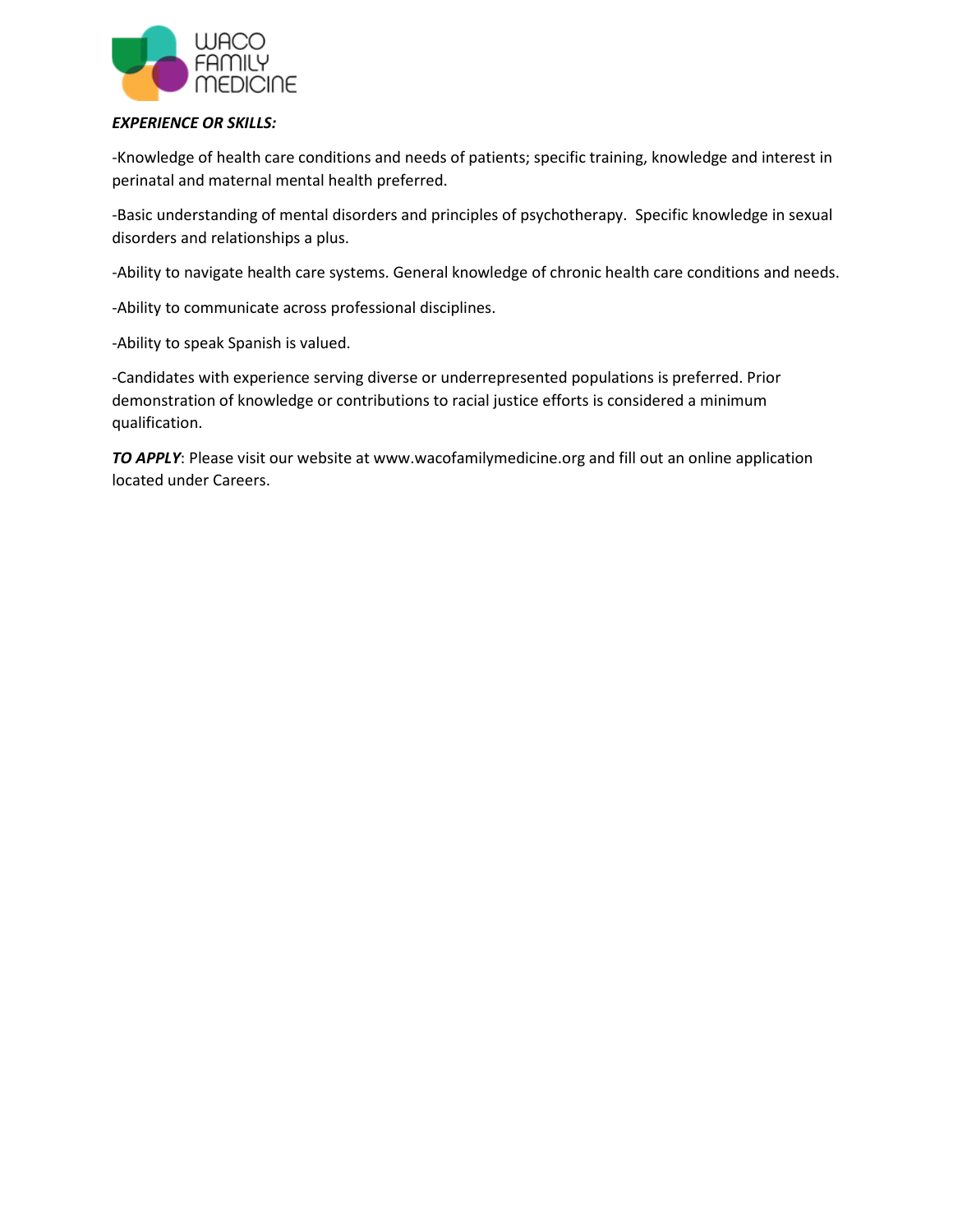***EXPERIENCE OR SKILLS:***

-Knowledge of health care conditions and needs of patients; specific training, knowledge and interest in perinatal and maternal mental health preferred.

-Basic understanding of mental disorders and principles of psychotherapy. Specific knowledge in sexual disorders and relationships a plus.

-Ability to navigate health care systems. General knowledge of chronic health care conditions and needs.

-Ability to communicate across professional disciplines.

-Ability to speak Spanish is valued.

-Candidates with experience serving diverse or underrepresented populations is preferred. Prior demonstration of knowledge or contributions to racial justice efforts is considered a minimum qualification.

***TO APPLY***: Please visit our website at www.wacofamilymedicine.org and fill out an online application located under Careers.